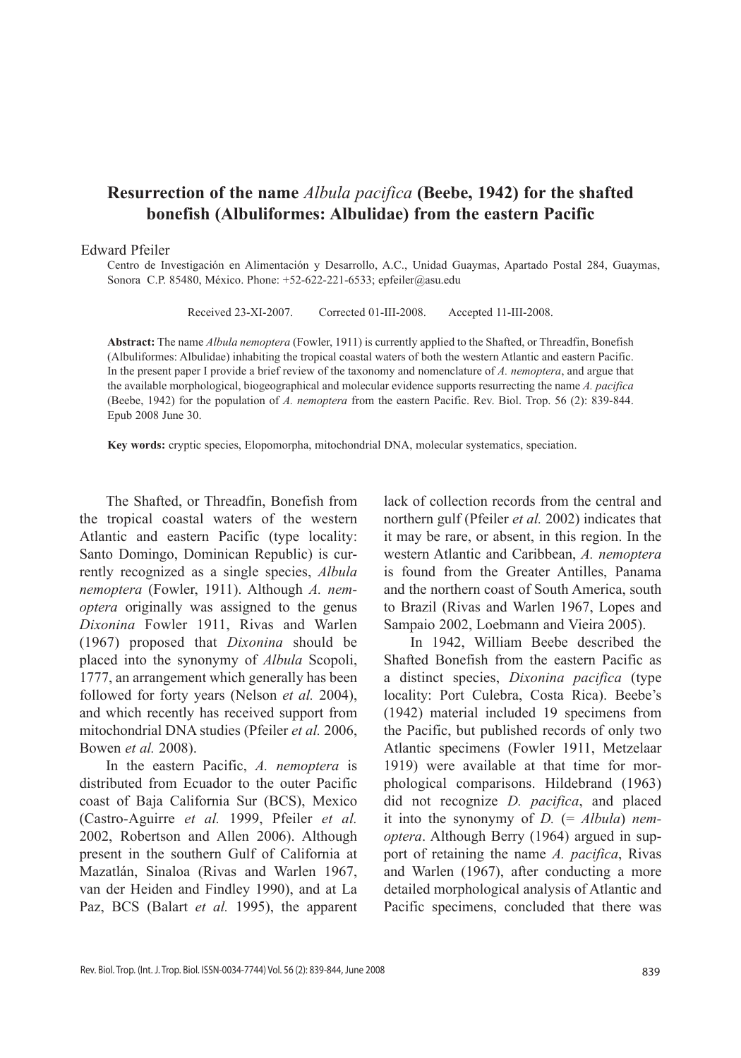# Resurrection of the name *Albula pacifica* (Beebe, 1942) for the shafted bonefish (Albuliformes: Albulidae) from the eastern Pacific

Edward Pfeiler

Centro de Investigación en Alimentación y Desarrollo, A.C., Unidad Guaymas, Apartado Postal 284, Guaymas, Sonora C.P. 85480, México. Phone: +52-622-221-6533; epfeiler@asu.edu

Received 23-XI-2007. Corrected 01-III-2008. Accepted 11-III-2008.

**Abstract:** The name *Albula nemoptera* (Fowler, 1911) is currently applied to the Shafted, or Threadfin, Bonefish (Albuliformes: Albulidae) inhabiting the tropical coastal waters of both the western Atlantic and eastern Pacific. In the present paper I provide a brief review of the taxonomy and nomenclature of *A. nemoptera*, and argue that the available morphological, biogeographical and molecular evidence supports resurrecting the name *A. pacifica* (Beebe, 1942) for the population of *A. nemoptera* from the eastern Pacific. Rev. Biol. Trop. 56 (2): 839-844. Epub 2008 June 30.

**Key words:** cryptic species, Elopomorpha, mitochondrial DNA, molecular systematics, speciation.

The Shafted, or Threadfin, Bonefish from the tropical coastal waters of the western Atlantic and eastern Pacific (type locality: Santo Domingo, Dominican Republic) is currently recognized as a single species, *Albula nemoptera* (Fowler, 1911). Although *A. nemoptera* originally was assigned to the genus *Dixonina* Fowler 1911, Rivas and Warlen (1967) proposed that *Dixonina* should be placed into the synonymy of *Albula* Scopoli, 1777, an arrangement which generally has been followed for forty years (Nelson *et al.* 2004), and which recently has received support from mitochondrial DNA studies (Pfeiler *et al.* 2006, Bowen *et al.* 2008).

In the eastern Pacific, *A. nemoptera* is distributed from Ecuador to the outer Pacific coast of Baja California Sur (BCS), Mexico (Castro-Aguirre *et al.* 1999, Pfeiler *et al.* 2002, Robertson and Allen 2006). Although present in the southern Gulf of California at Mazatlán, Sinaloa (Rivas and Warlen 1967, van der Heiden and Findley 1990), and at La Paz, BCS (Balart *et al.* 1995), the apparent lack of collection records from the central and northern gulf (Pfeiler *et al.* 2002) indicates that it may be rare, or absent, in this region. In the western Atlantic and Caribbean, *A. nemoptera* is found from the Greater Antilles, Panama and the northern coast of South America, south to Brazil (Rivas and Warlen 1967, Lopes and Sampaio 2002, Loebmann and Vieira 2005).

In 1942, William Beebe described the Shafted Bonefish from the eastern Pacific as a distinct species, *Dixonina pacifica* (type locality: Port Culebra, Costa Rica). Beebe's (1942) material included 19 specimens from the Pacific, but published records of only two Atlantic specimens (Fowler 1911, Metzelaar 1919) were available at that time for morphological comparisons. Hildebrand (1963) did not recognize *D. pacifica*, and placed it into the synonymy of *D.* (= *Albula*) *nemoptera*. Although Berry (1964) argued in support of retaining the name *A. pacifica*, Rivas and Warlen (1967), after conducting a more detailed morphological analysis of Atlantic and Pacific specimens, concluded that there was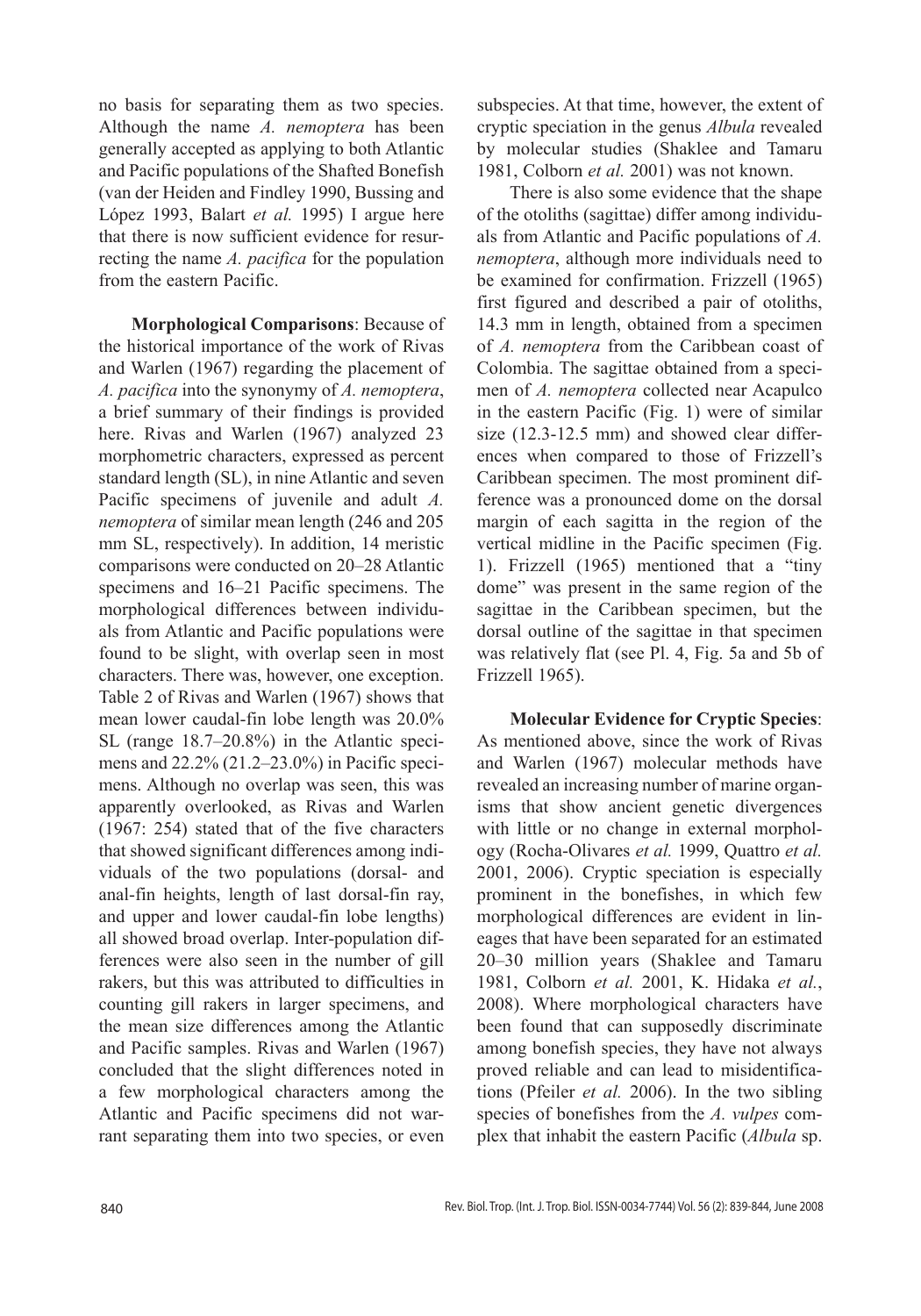no basis for separating them as two species. Although the name *A. nemoptera* has been generally accepted as applying to both Atlantic and Pacific populations of the Shafted Bonefish (van der Heiden and Findley 1990, Bussing and López 1993, Balart *et al.* 1995) I argue here that there is now sufficient evidence for resurrecting the name *A. pacifica* for the population from the eastern Pacific.

**Morphological Comparisons**: Because of the historical importance of the work of Rivas and Warlen (1967) regarding the placement of *A. pacifica* into the synonymy of *A. nemoptera*, a brief summary of their findings is provided here. Rivas and Warlen (1967) analyzed 23 morphometric characters, expressed as percent standard length (SL), in nine Atlantic and seven Pacific specimens of juvenile and adult *A. nemoptera* of similar mean length (246 and 205 mm SL, respectively). In addition, 14 meristic comparisons were conducted on 20–28 Atlantic specimens and 16–21 Pacific specimens. The morphological differences between individuals from Atlantic and Pacific populations were found to be slight, with overlap seen in most characters. There was, however, one exception. Table 2 of Rivas and Warlen (1967) shows that mean lower caudal-fin lobe length was 20.0% SL (range 18.7–20.8%) in the Atlantic specimens and 22.2% (21.2–23.0%) in Pacific specimens. Although no overlap was seen, this was apparently overlooked, as Rivas and Warlen (1967: 254) stated that of the five characters that showed significant differences among individuals of the two populations (dorsal- and anal-fin heights, length of last dorsal-fin ray, and upper and lower caudal-fin lobe lengths) all showed broad overlap. Inter-population differences were also seen in the number of gill rakers, but this was attributed to difficulties in counting gill rakers in larger specimens, and the mean size differences among the Atlantic and Pacific samples. Rivas and Warlen (1967) concluded that the slight differences noted in a few morphological characters among the Atlantic and Pacific specimens did not warrant separating them into two species, or even subspecies. At that time, however, the extent of cryptic speciation in the genus *Albula* revealed by molecular studies (Shaklee and Tamaru 1981, Colborn *et al.* 2001) was not known.

There is also some evidence that the shape of the otoliths (sagittae) differ among individuals from Atlantic and Pacific populations of *A. nemoptera*, although more individuals need to be examined for confirmation. Frizzell (1965) first figured and described a pair of otoliths, 14.3 mm in length, obtained from a specimen of *A. nemoptera* from the Caribbean coast of Colombia. The sagittae obtained from a specimen of *A. nemoptera* collected near Acapulco in the eastern Pacific (Fig. 1) were of similar size (12.3-12.5 mm) and showed clear differences when compared to those of Frizzell's Caribbean specimen. The most prominent difference was a pronounced dome on the dorsal margin of each sagitta in the region of the vertical midline in the Pacific specimen (Fig. 1). Frizzell (1965) mentioned that a "tiny dome" was present in the same region of the sagittae in the Caribbean specimen, but the dorsal outline of the sagittae in that specimen was relatively flat (see Pl. 4, Fig. 5a and 5b of Frizzell 1965).

**Molecular Evidence for Cryptic Species**: As mentioned above, since the work of Rivas and Warlen (1967) molecular methods have revealed an increasing number of marine organisms that show ancient genetic divergences with little or no change in external morphology (Rocha-Olivares *et al.* 1999, Quattro *et al.* 2001, 2006). Cryptic speciation is especially prominent in the bonefishes, in which few morphological differences are evident in lineages that have been separated for an estimated 20–30 million years (Shaklee and Tamaru 1981, Colborn *et al.* 2001, K. Hidaka *et al.*, 2008). Where morphological characters have been found that can supposedly discriminate among bonefish species, they have not always proved reliable and can lead to misidentifications (Pfeiler *et al.* 2006). In the two sibling species of bonefishes from the *A. vulpes* complex that inhabit the eastern Pacific (*Albula* sp.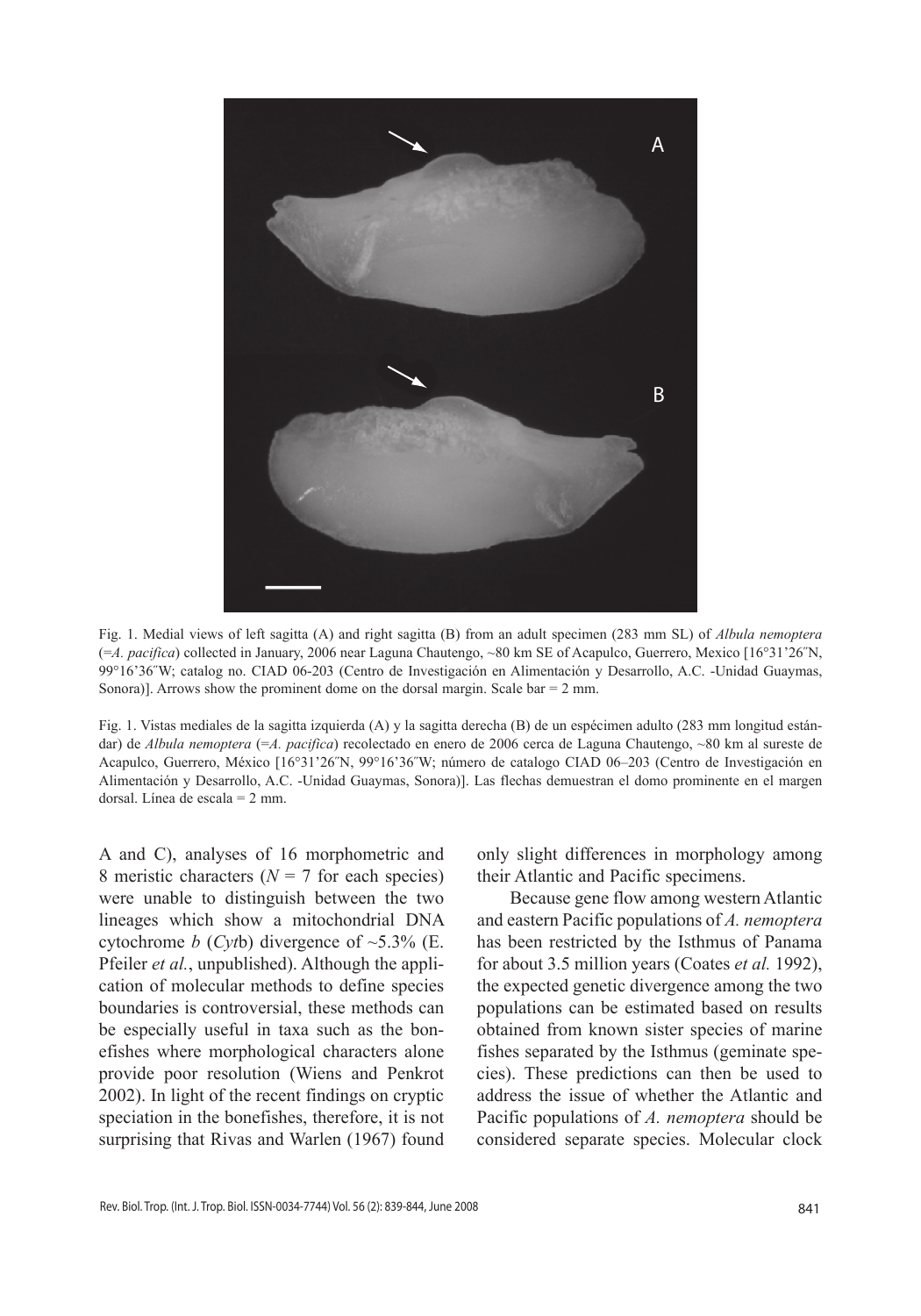Fig. 1. Medial views of left sagitta (A) and right sagitta (B) from an adult specimen (283 mm SL) of *Albula nemoptera* (=*A. pacifica*) collected in January, 2006 near Laguna Chautengo, ~80 km SE of Acapulco, Guerrero, Mexico [16°31'26"N, 99°16'36"W; catalog no. CIAD 06-203 (Centro de Investigación en Alimentación y Desarrollo, A.C. -Unidad Guaymas, Sonora)]. Arrows show the prominent dome on the dorsal margin. Scale bar = 2 mm.

Fig. 1. Vistas mediales de la sagitta izquierda (A) y la sagitta derecha (B) de un espécimen adulto (283 mm longitud estándar) de *Albula nemoptera* (=*A. pacifica*) recolectado en enero de 2006 cerca de Laguna Chautengo, ~80 km al sureste de Acapulco, Guerrero, México [16°31'26"N, 99°16'36"W; número de catalogo CIAD 06–203 (Centro de Investigación en Alimentación y Desarrollo, A.C. -Unidad Guaymas, Sonora)]. Las flechas demuestran el domo prominente en el margen dorsal. Línea de escala = 2 mm.

A and C), analyses of 16 morphometric and 8 meristic characters ($N = 7$ for each species) were unable to distinguish between the two lineages which show a mitochondrial DNA cytochrome *b* (*Cyt*b) divergence of ~5.3% (E. Pfeiler *et al.*, unpublished). Although the application of molecular methods to define species boundaries is controversial, these methods can be especially useful in taxa such as the bonefishes where morphological characters alone provide poor resolution (Wiens and Penkrot 2002). In light of the recent findings on cryptic speciation in the bonefishes, therefore, it is not surprising that Rivas and Warlen (1967) found only slight differences in morphology among their Atlantic and Pacific specimens.

Because gene flow among western Atlantic and eastern Pacific populations of *A. nemoptera* has been restricted by the Isthmus of Panama for about 3.5 million years (Coates *et al.* 1992), the expected genetic divergence among the two populations can be estimated based on results obtained from known sister species of marine fishes separated by the Isthmus (geminate species). These predictions can then be used to address the issue of whether the Atlantic and Pacific populations of *A. nemoptera* should be considered separate species. Molecular clock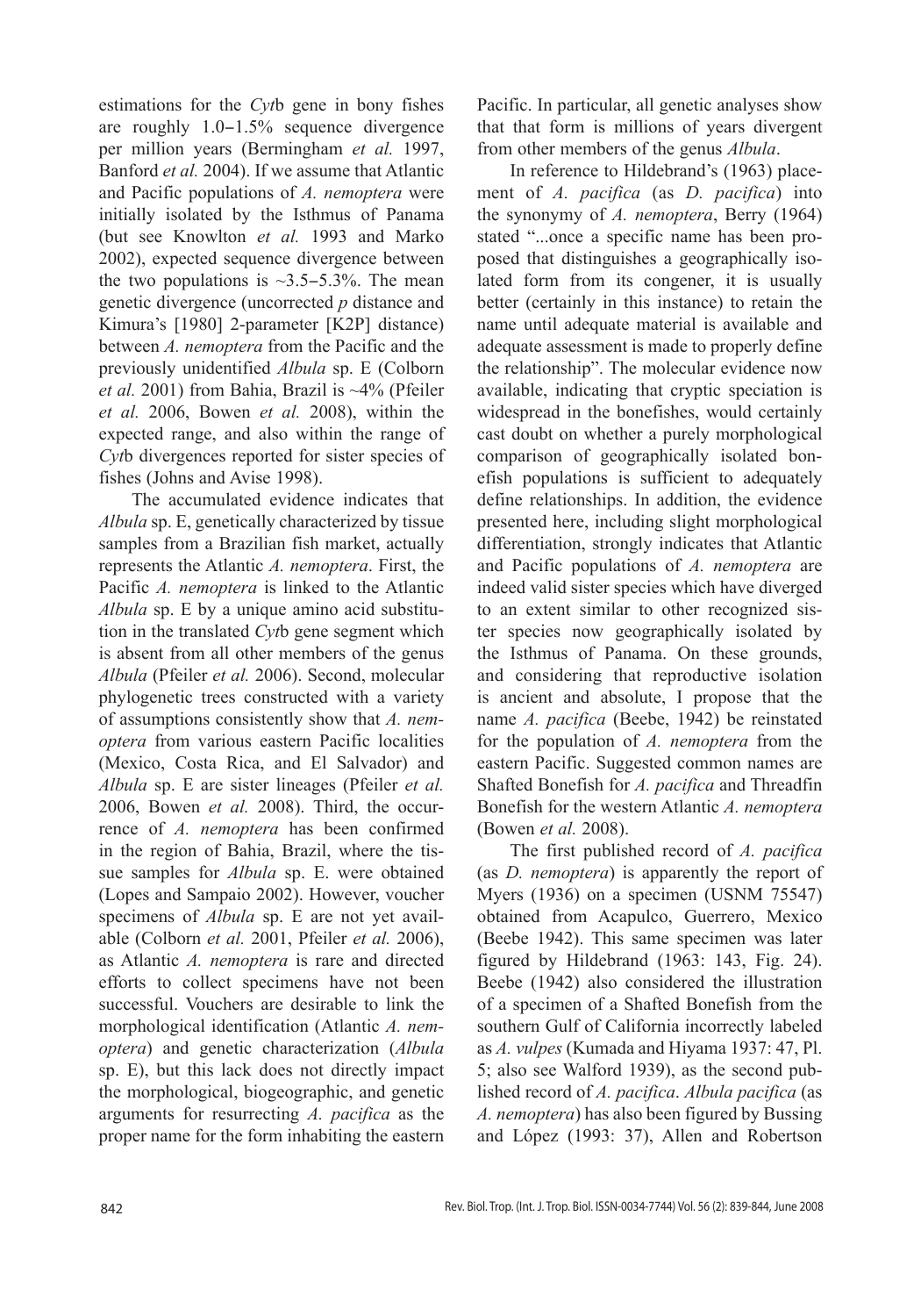estimations for the *Cyt*b gene in bony fishes are roughly 1.0–1.5% sequence divergence per million years (Bermingham *et al.* 1997, Banford *et al.* 2004). If we assume that Atlantic and Pacific populations of *A. nemoptera* were initially isolated by the Isthmus of Panama (but see Knowlton *et al.* 1993 and Marko 2002), expected sequence divergence between the two populations is ~3.5–5.3%. The mean genetic divergence (uncorrected *p* distance and Kimura's [1980] 2-parameter [K2P] distance) between *A. nemoptera* from the Pacific and the previously unidentified *Albula* sp. E (Colborn *et al.* 2001) from Bahia, Brazil is ~4% (Pfeiler *et al.* 2006, Bowen *et al.* 2008), within the expected range, and also within the range of *Cyt*b divergences reported for sister species of fishes (Johns and Avise 1998).

The accumulated evidence indicates that *Albula* sp. E, genetically characterized by tissue samples from a Brazilian fish market, actually represents the Atlantic *A. nemoptera*. First, the Pacific *A. nemoptera* is linked to the Atlantic *Albula* sp. E by a unique amino acid substitution in the translated *Cyt*b gene segment which is absent from all other members of the genus *Albula* (Pfeiler *et al.* 2006). Second, molecular phylogenetic trees constructed with a variety of assumptions consistently show that *A. nemoptera* from various eastern Pacific localities (Mexico, Costa Rica, and El Salvador) and *Albula* sp. E are sister lineages (Pfeiler *et al.* 2006, Bowen *et al.* 2008). Third, the occurrence of *A. nemoptera* has been confirmed in the region of Bahia, Brazil, where the tissue samples for *Albula* sp. E. were obtained (Lopes and Sampaio 2002). However, voucher specimens of *Albula* sp. E are not yet available (Colborn *et al.* 2001, Pfeiler *et al.* 2006), as Atlantic *A. nemoptera* is rare and directed efforts to collect specimens have not been successful. Vouchers are desirable to link the morphological identification (Atlantic *A. nemoptera*) and genetic characterization (*Albula* sp. E), but this lack does not directly impact the morphological, biogeographic, and genetic arguments for resurrecting *A. pacifica* as the proper name for the form inhabiting the eastern Pacific. In particular, all genetic analyses show that that form is millions of years divergent from other members of the genus *Albula*.

In reference to Hildebrand's (1963) placement of *A. pacifica* (as *D. pacifica*) into the synonymy of *A. nemoptera*, Berry (1964) stated "...once a specific name has been proposed that distinguishes a geographically isolated form from its congener, it is usually better (certainly in this instance) to retain the name until adequate material is available and adequate assessment is made to properly define the relationship". The molecular evidence now available, indicating that cryptic speciation is widespread in the bonefishes, would certainly cast doubt on whether a purely morphological comparison of geographically isolated bonefish populations is sufficient to adequately define relationships. In addition, the evidence presented here, including slight morphological differentiation, strongly indicates that Atlantic and Pacific populations of *A. nemoptera* are indeed valid sister species which have diverged to an extent similar to other recognized sister species now geographically isolated by the Isthmus of Panama. On these grounds, and considering that reproductive isolation is ancient and absolute, I propose that the name *A. pacifica* (Beebe, 1942) be reinstated for the population of *A. nemoptera* from the eastern Pacific. Suggested common names are Shafted Bonefish for *A. pacifica* and Threadfin Bonefish for the western Atlantic *A. nemoptera* (Bowen *et al.* 2008).

The first published record of *A. pacifica* (as *D. nemoptera*) is apparently the report of Myers (1936) on a specimen (USNM 75547) obtained from Acapulco, Guerrero, Mexico (Beebe 1942). This same specimen was later figured by Hildebrand (1963: 143, Fig. 24). Beebe (1942) also considered the illustration of a specimen of a Shafted Bonefish from the southern Gulf of California incorrectly labeled as *A. vulpes* (Kumada and Hiyama 1937: 47, Pl. 5; also see Walford 1939), as the second published record of *A. pacifica*. *Albula pacifica* (as *A. nemoptera*) has also been figured by Bussing and López (1993: 37), Allen and Robertson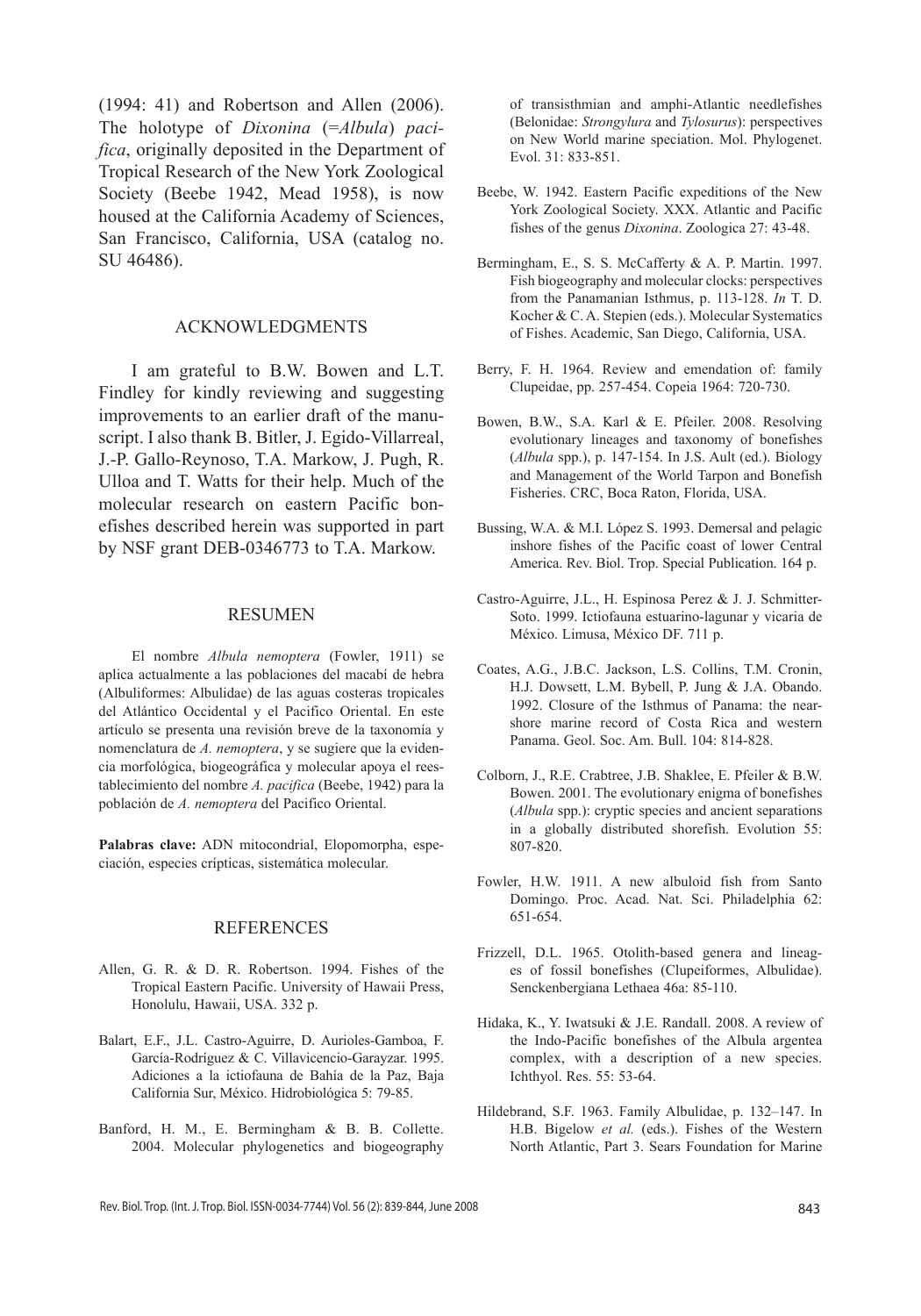(1994: 41) and Robertson and Allen (2006). The holotype of *Dixonina* (=*Albula*) *pacifica*, originally deposited in the Department of Tropical Research of the New York Zoological Society (Beebe 1942, Mead 1958), is now housed at the California Academy of Sciences, San Francisco, California, USA (catalog no. SU 46486).

## ACKNOWLEDGMENTS

I am grateful to B.W. Bowen and L.T. Findley for kindly reviewing and suggesting improvements to an earlier draft of the manuscript. I also thank B. Bitler, J. Egido-Villarreal, J.-P. Gallo-Reynoso, T.A. Markow, J. Pugh, R. Ulloa and T. Watts for their help. Much of the molecular research on eastern Pacific bonefishes described herein was supported in part by NSF grant DEB-0346773 to T.A. Markow.

## RESUMEN

El nombre *Albula nemoptera* (Fowler, 1911) se aplica actualmente a las poblaciones del macabí de hebra (Albuliformes: Albulidae) de las aguas costeras tropicales del Atlántico Occidental y el Pacifico Oriental. En este artículo se presenta una revisión breve de la taxonomía y nomenclatura de *A. nemoptera*, y se sugiere que la evidencia morfológica, biogeográfica y molecular apoya el reestablecimiento del nombre *A. pacifica* (Beebe, 1942) para la población de *A. nemoptera* del Pacifico Oriental.

**Palabras clave:** ADN mitocondrial, Elopomorpha, especiación, especies crípticas, sistemática molecular.

## REFERENCES

Allen, G. R. & D. R. Robertson. 1994. Fishes of the Tropical Eastern Pacific. University of Hawaii Press, Honolulu, Hawaii, USA. 332 p.

Balart, E.F., J.L. Castro-Aguirre, D. Aurioles-Gamboa, F. García-Rodríguez & C. Villavicencio-Garayzar. 1995. Adiciones a la ictiofauna de Bahía de la Paz, Baja California Sur, México. Hidrobiológica 5: 79-85.

Banford, H. M., E. Bermingham & B. B. Collette. 2004. Molecular phylogenetics and biogeography of transisthmian and amphi-Atlantic needlefishes (Belonidae: *Strongylura* and *Tylosurus*): perspectives on New World marine speciation. Mol. Phylogenet. Evol. 31: 833-851.

Beebe, W. 1942. Eastern Pacific expeditions of the New York Zoological Society. XXX. Atlantic and Pacific fishes of the genus *Dixonina*. Zoologica 27: 43-48.

Bermingham, E., S. S. McCafferty & A. P. Martin. 1997. Fish biogeography and molecular clocks: perspectives from the Panamanian Isthmus, p. 113-128. *In* T. D. Kocher & C. A. Stepien (eds.). Molecular Systematics of Fishes. Academic, San Diego, California, USA.

Berry, F. H. 1964. Review and emendation of: family Clupeidae, pp. 257-454. Copeia 1964: 720-730.

Bowen, B.W., S.A. Karl & E. Pfeiler. 2008. Resolving evolutionary lineages and taxonomy of bonefishes (*Albula* spp.), p. 147-154. In J.S. Ault (ed.). Biology and Management of the World Tarpon and Bonefish Fisheries. CRC, Boca Raton, Florida, USA.

Bussing, W.A. & M.I. López S. 1993. Demersal and pelagic inshore fishes of the Pacific coast of lower Central America. Rev. Biol. Trop. Special Publication. 164 p.

Castro-Aguirre, J.L., H. Espinosa Perez & J. J. Schmitter-Soto. 1999. Ictiofauna estuarino-lagunar y vicaria de México. Limusa, México DF. 711 p.

Coates, A.G., J.B.C. Jackson, L.S. Collins, T.M. Cronin, H.J. Dowsett, L.M. Bybell, P. Jung & J.A. Obando. 1992. Closure of the Isthmus of Panama: the near-shore marine record of Costa Rica and western Panama. Geol. Soc. Am. Bull. 104: 814-828.

Colborn, J., R.E. Crabtree, J.B. Shaklee, E. Pfeiler & B.W. Bowen. 2001. The evolutionary enigma of bonefishes (*Albula* spp.): cryptic species and ancient separations in a globally distributed shorefish. Evolution 55: 807-820.

Fowler, H.W. 1911. A new albuloid fish from Santo Domingo. Proc. Acad. Nat. Sci. Philadelphia 62: 651-654.

Frizzell, D.L. 1965. Otolith-based genera and lineages of fossil bonefishes (Clupeiformes, Albulidae). Senckenbergiana Lethaea 46a: 85-110.

Hidaka, K., Y. Iwatsuki & J.E. Randall. 2008. A review of the Indo-Pacific bonefishes of the Albula argentea complex, with a description of a new species. Ichthyol. Res. 55: 53-64.

Hildebrand, S.F. 1963. Family Albulidae, p. 132–147. In H.B. Bigelow *et al.* (eds.). Fishes of the Western North Atlantic, Part 3. Sears Foundation for Marine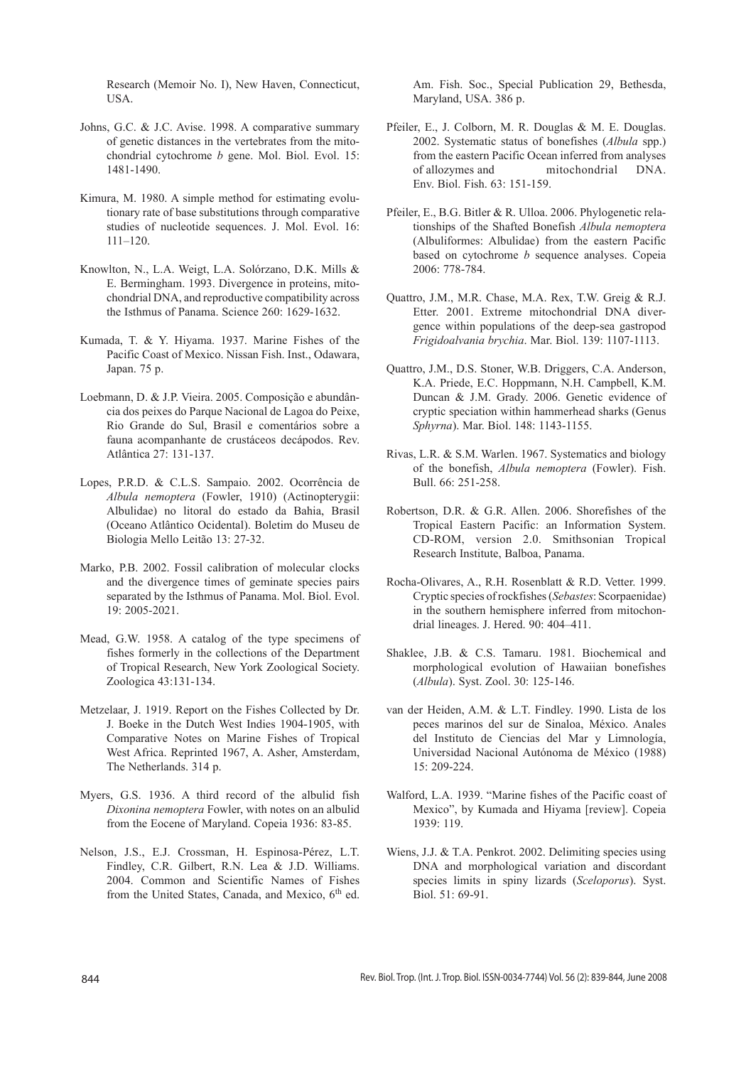Research (Memoir No. I), New Haven, Connecticut, USA.

Johns, G.C. & J.C. Avise. 1998. A comparative summary of genetic distances in the vertebrates from the mitochondrial cytochrome *b* gene. Mol. Biol. Evol. 15: 1481-1490.

Kimura, M. 1980. A simple method for estimating evolutionary rate of base substitutions through comparative studies of nucleotide sequences. J. Mol. Evol. 16: 111–120.

Knowlton, N., L.A. Weigt, L.A. Solórzano, D.K. Mills & E. Bermingham. 1993. Divergence in proteins, mitochondrial DNA, and reproductive compatibility across the Isthmus of Panama. Science 260: 1629-1632.

Kumada, T. & Y. Hiyama. 1937. Marine Fishes of the Pacific Coast of Mexico. Nissan Fish. Inst., Odawara, Japan. 75 p.

Loebmann, D. & J.P. Vieira. 2005. Composição e abundância dos peixes do Parque Nacional de Lagoa do Peixe, Rio Grande do Sul, Brasil e comentários sobre a fauna acompanhante de crustáceos decápodos. Rev. Atlântica 27: 131-137.

Lopes, P.R.D. & C.L.S. Sampaio. 2002. Ocorrência de *Albula nemoptera* (Fowler, 1910) (Actinopterygii: Albulidae) no litoral do estado da Bahia, Brasil (Oceano Atlântico Ocidental). Boletim do Museu de Biologia Mello Leitão 13: 27-32.

Marko, P.B. 2002. Fossil calibration of molecular clocks and the divergence times of geminate species pairs separated by the Isthmus of Panama. Mol. Biol. Evol. 19: 2005-2021.

Mead, G.W. 1958. A catalog of the type specimens of fishes formerly in the collections of the Department of Tropical Research, New York Zoological Society. Zoologica 43:131-134.

Metzelaar, J. 1919. Report on the Fishes Collected by Dr. J. Boeke in the Dutch West Indies 1904-1905, with Comparative Notes on Marine Fishes of Tropical West Africa. Reprinted 1967, A. Asher, Amsterdam, The Netherlands. 314 p.

Myers, G.S. 1936. A third record of the albulid fish *Dixonina nemoptera* Fowler, with notes on an albulid from the Eocene of Maryland. Copeia 1936: 83-85.

Nelson, J.S., E.J. Crossman, H. Espinosa-Pérez, L.T. Findley, C.R. Gilbert, R.N. Lea & J.D. Williams. 2004. Common and Scientific Names of Fishes from the United States, Canada, and Mexico, 6th ed. Am. Fish. Soc., Special Publication 29, Bethesda, Maryland, USA. 386 p.

Pfeiler, E., J. Colborn, M. R. Douglas & M. E. Douglas. 2002. Systematic status of bonefishes (*Albula* spp.) from the eastern Pacific Ocean inferred from analyses of allozymes and mitochondrial DNA. Env. Biol. Fish. 63: 151-159.

Pfeiler, E., B.G. Bitler & R. Ulloa. 2006. Phylogenetic relationships of the Shafted Bonefish *Albula nemoptera* (Albuliformes: Albulidae) from the eastern Pacific based on cytochrome *b* sequence analyses. Copeia 2006: 778-784.

Quattro, J.M., M.R. Chase, M.A. Rex, T.W. Greig & R.J. Etter. 2001. Extreme mitochondrial DNA divergence within populations of the deep-sea gastropod *Frigidoalvania brychia*. Mar. Biol. 139: 1107-1113.

Quattro, J.M., D.S. Stoner, W.B. Driggers, C.A. Anderson, K.A. Priede, E.C. Hoppmann, N.H. Campbell, K.M. Duncan & J.M. Grady. 2006. Genetic evidence of cryptic speciation within hammerhead sharks (Genus *Sphyrna*). Mar. Biol. 148: 1143-1155.

Rivas, L.R. & S.M. Warlen. 1967. Systematics and biology of the bonefish, *Albula nemoptera* (Fowler). Fish. Bull. 66: 251-258.

Robertson, D.R. & G.R. Allen. 2006. Shorefishes of the Tropical Eastern Pacific: an Information System. CD-ROM, version 2.0. Smithsonian Tropical Research Institute, Balboa, Panama.

Rocha-Olivares, A., R.H. Rosenblatt & R.D. Vetter. 1999. Cryptic species of rockfishes (*Sebastes*: Scorpaenidae) in the southern hemisphere inferred from mitochondrial lineages. J. Hered. 90: 404–411.

Shaklee, J.B. & C.S. Tamaru. 1981. Biochemical and morphological evolution of Hawaiian bonefishes (*Albula*). Syst. Zool. 30: 125-146.

van der Heiden, A.M. & L.T. Findley. 1990. Lista de los peces marinos del sur de Sinaloa, México. Anales del Instituto de Ciencias del Mar y Limnología, Universidad Nacional Autónoma de México (1988) 15: 209-224.

Walford, L.A. 1939. "Marine fishes of the Pacific coast of Mexico", by Kumada and Hiyama [review]. Copeia 1939: 119.

Wiens, J.J. & T.A. Penkrot. 2002. Delimiting species using DNA and morphological variation and discordant species limits in spiny lizards (*Sceloporus*). Syst. Biol. 51: 69-91.